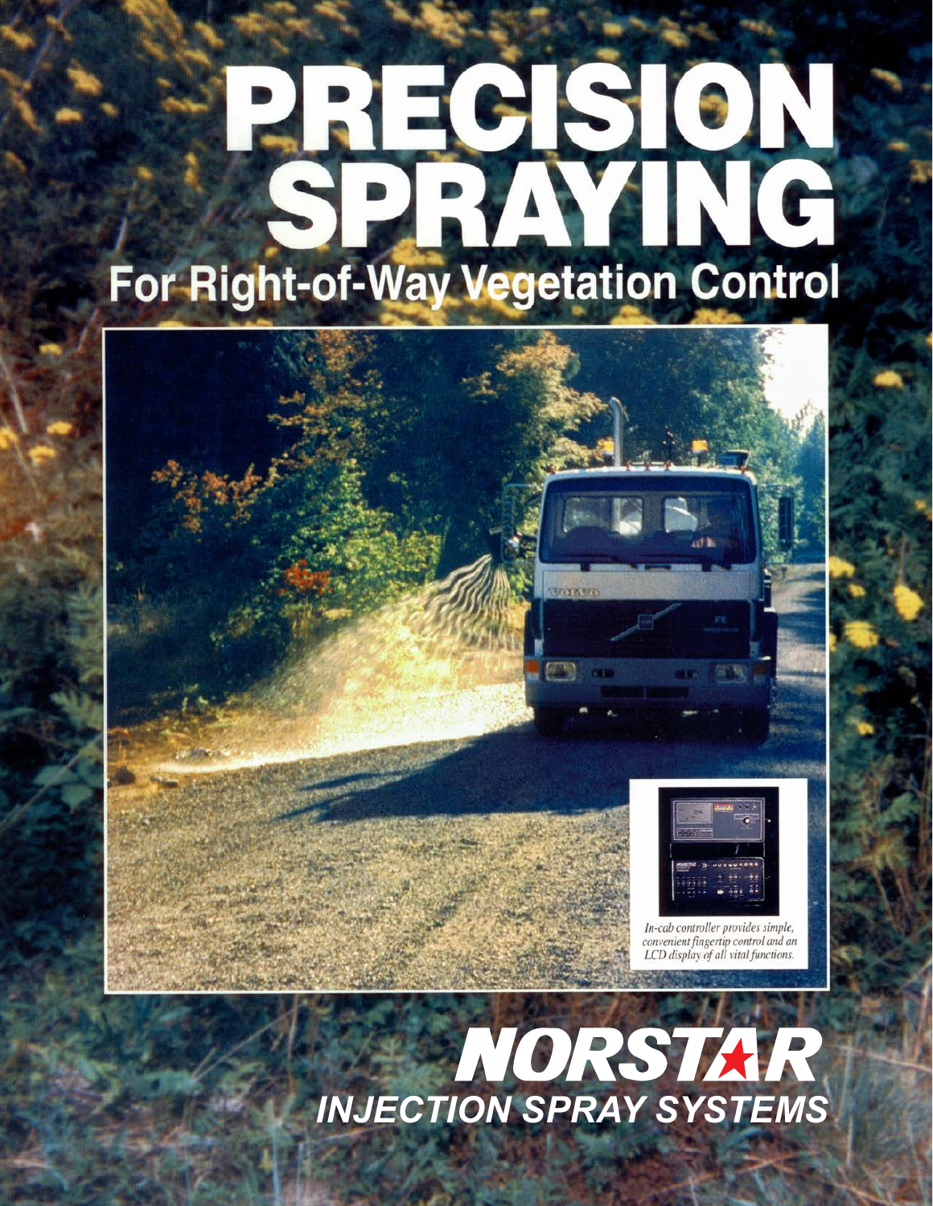# PRECISION SPRAYING

## For Right-of-Way Vegetation Control

*In-cab controller provides simple, convenient fingertip control and an LCD display of all vital functions.*

# NORSTAR

## INJECTION SPRAY SYSTEMS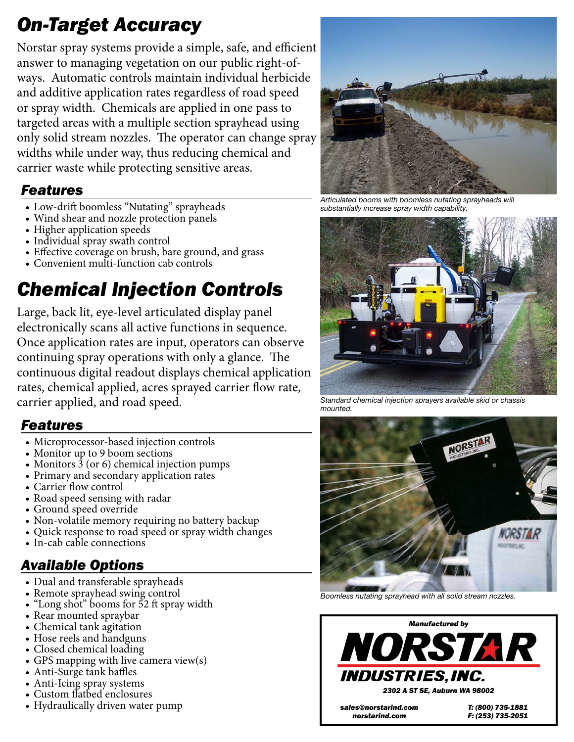# On-Target Accuracy

Norstar spray systems provide a simple, safe, and efficient answer to managing vegetation on our public right-of-ways. Automatic controls maintain individual herbicide and additive application rates regardless of road speed or spray width. Chemicals are applied in one pass to targeted areas with a multiple section sprayhead using only solid stream nozzles. The operator can change spray widths while under way, thus reducing chemical and carrier waste while protecting sensitive areas.

## Features

- Low-drift boomless "Nutating" sprayheads
- Wind shear and nozzle protection panels
- Higher application speeds
- Individual spray swath control
- Effective coverage on brush, bare ground, and grass
- Convenient multi-function cab controls

# Chemical Injection Controls

Large, back lit, eye-level articulated display panel electronically scans all active functions in sequence. Once application rates are input, operators can observe continuing spray operations with only a glance. The continuous digital readout displays chemical application rates, chemical applied, acres sprayed carrier flow rate, carrier applied, and road speed.

## Features

- Microprocessor-based injection controls
- Monitor up to 9 boom sections
- Monitors 3 (or 6) chemical injection pumps
- Primary and secondary application rates
- Carrier flow control
- Road speed sensing with radar
- Ground speed override
- Non-volatile memory requiring no battery backup
- Quick response to road speed or spray width changes
- In-cab cable connections

## Available Options

- Dual and transferable sprayheads
- Remote sprayhead swing control
- "Long shot" booms for 52 ft spray width
- Rear mounted spraybar
- Chemical tank agitation
- Hose reels and handguns
- Closed chemical loading
- GPS mapping with live camera view(s)
- Anti-Surge tank baffles
- Anti-Icing spray systems
- Custom flatbed enclosures
- Hydraulically driven water pump

*Articulated booms with boomless nutating sprayheads will substantially increase spray width capability.*

*Standard chemical injection sprayers available skid or chassis mounted.*

*Boomless nutating sprayhead with all solid stream nozzles.*

**Manufactured by**

**NORSTAR INDUSTRIES, INC.**

2302 A ST SE, Auburn WA 98002

sales@norstarind.com
norstarind.com

T: (800) 735-1881
F: (253) 735-2051